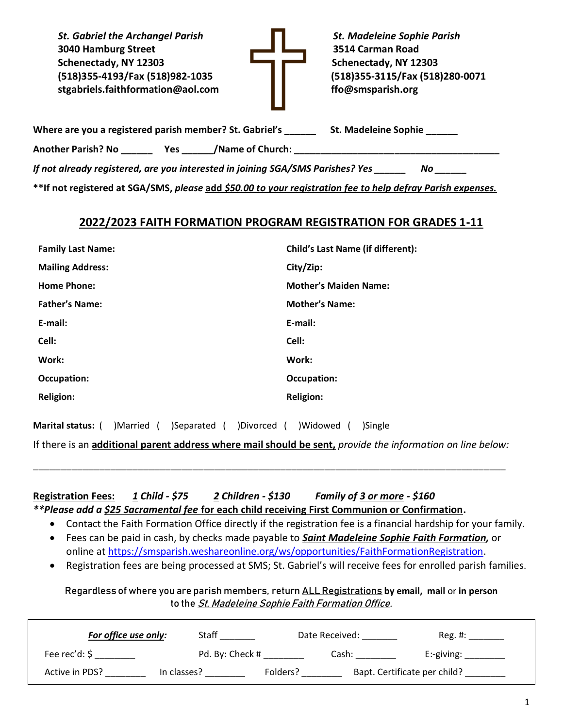***St. Gabriel the Archangel Parish***
**3040 Hamburg Street**
**Schenectady, NY 12303**
**(518)355-4193/Fax (518)982-1035**
**stgabriels.faithformation@aol.com**

***St. Madeleine Sophie Parish***
**3514 Carman Road**
**Schenectady, NY 12303**
**(518)355-3115/Fax (518)280-0071**
**ffo@smsparish.org**

**Where are you a registered parish member? St. Gabriel's ______ St. Madeleine Sophie ______**

**Another Parish? No ______ Yes ______/Name of Church: ________________________________________**

***If not already registered, are you interested in joining SGA/SMS Parishes? Yes ______ No ______***

**\*\*If not registered at SGA/SMS, *please* add *$50.00 to your registration fee to help defray Parish expenses.***

## 2022/2023 FAITH FORMATION PROGRAM REGISTRATION FOR GRADES 1-11

| | |
|---|---|
| **Family Last Name:** | **Child's Last Name (if different):** |
| **Mailing Address:** | **City/Zip:** |
| **Home Phone:** | **Mother's Maiden Name:** |
| **Father's Name:** | **Mother's Name:** |
| **E-mail:** | **E-mail:** |
| **Cell:** | **Cell:** |
| **Work:** | **Work:** |
| **Occupation:** | **Occupation:** |
| **Religion:** | **Religion:** |

**Marital status:** ( )Married ( )Separated ( )Divorced ( )Widowed ( )Single

If there is an **additional parent address where mail should be sent,** *provide the information on line below:*

_____________________________________________________________________________________________

**Registration Fees:** ***1 Child - $75 2 Children - $130 Family of 3 or more - $160***
***\*\*Please add a $25 Sacramental fee* for each child receiving First Communion or Confirmation.**

- Contact the Faith Formation Office directly if the registration fee is a financial hardship for your family.
- Fees can be paid in cash, by checks made payable to ***Saint Madeleine Sophie Faith Formation,*** or online at https://smsparish.weshareonline.org/ws/opportunities/FaithFormationRegistration.
- Registration fees are being processed at SMS; St. Gabriel's will receive fees for enrolled parish families.

Regardless of where you are parish members, return ALL Registrations **by email, mail** or **in person** to the *St. Madeleine Sophie Faith Formation Office*.

| ***For office use only:*** | Staff _______ | Date Received: _______ | Reg. #: _______ |
|---|---|---|---|
| Fee rec'd: $ ________ | Pd. By: Check # ________ | Cash: ________ | E:-giving: ________ |
| Active in PDS? ________ | In classes? ________ | Folders? ________ | Bapt. Certificate per child? ________ |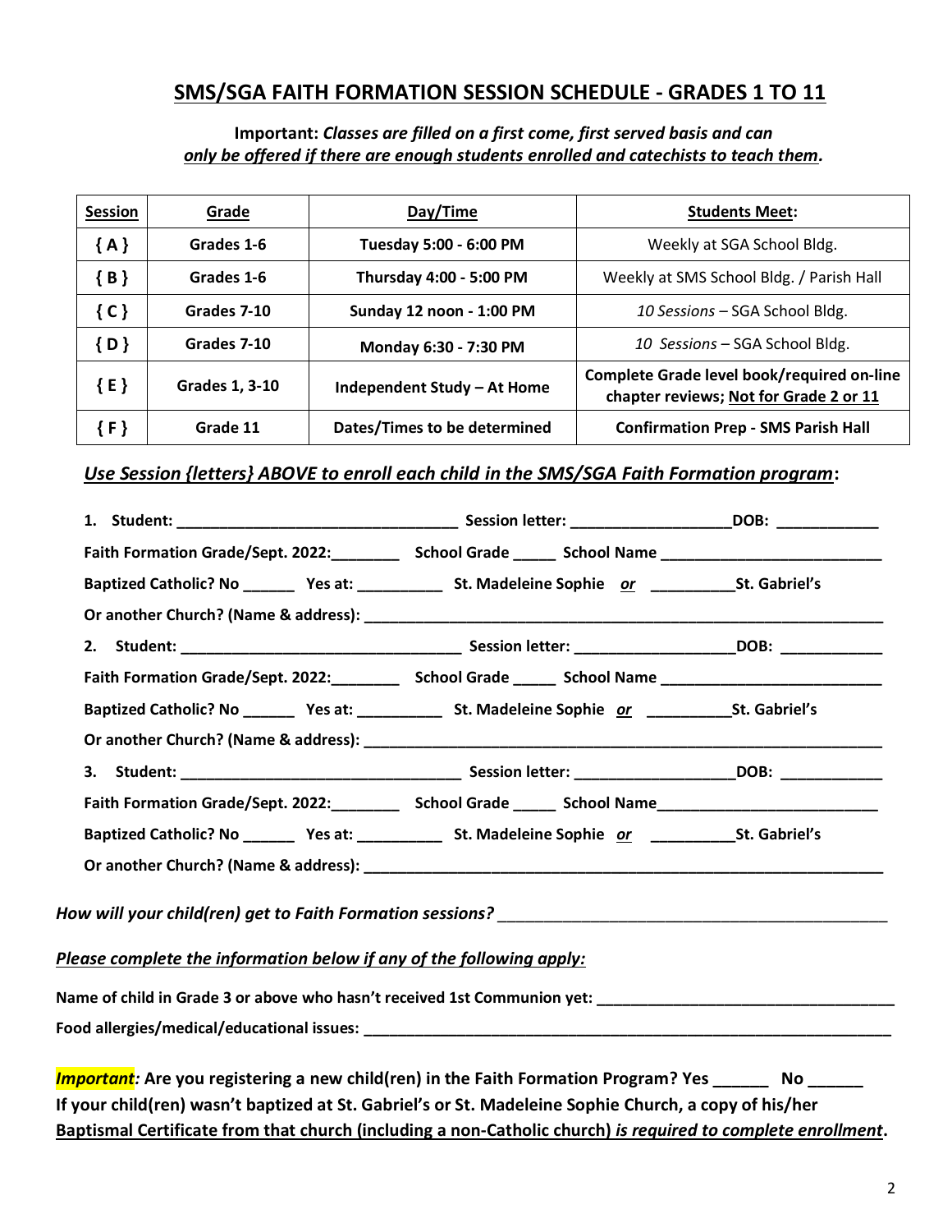## SMS/SGA FAITH FORMATION SESSION SCHEDULE - GRADES 1 TO 11

**Important:** ***Classes are filled on a first come, first served basis and can only be offered if there are enough students enrolled and catechists to teach them.***

| Session | Grade | Day/Time | Students Meet: |
|---|---|---|---|
| **{ A }** | **Grades 1-6** | **Tuesday 5:00 - 6:00 PM** | Weekly at SGA School Bldg. |
| **{ B }** | **Grades 1-6** | **Thursday 4:00 - 5:00 PM** | Weekly at SMS School Bldg. / Parish Hall |
| **{ C }** | **Grades 7-10** | **Sunday 12 noon - 1:00 PM** | *10 Sessions* – SGA School Bldg. |
| **{ D }** | **Grades 7-10** | **Monday 6:30 - 7:30 PM** | *10 Sessions* – SGA School Bldg. |
| **{ E }** | **Grades 1, 3-10** | **Independent Study – At Home** | **Complete Grade level book/required on-line chapter reviews; Not for Grade 2 or 11** |
| **{ F }** | **Grade 11** | **Dates/Times to be determined** | **Confirmation Prep - SMS Parish Hall** |

***Use Session {letters} ABOVE to enroll each child in the SMS/SGA Faith Formation program*:**

**1. Student: ________________________________ Session letter: __________________DOB: ____________**

**Faith Formation Grade/Sept. 2022:________ School Grade _____ School Name __________________________**

**Baptized Catholic? No ______ Yes at: __________ St. Madeleine Sophie *or* __________St. Gabriel's**

**Or another Church? (Name & address): ______________________________________________________________**

**2. Student: ________________________________ Session letter: __________________DOB: ____________**

**Faith Formation Grade/Sept. 2022:________ School Grade _____ School Name __________________________**

**Baptized Catholic? No ______ Yes at: __________ St. Madeleine Sophie *or* __________St. Gabriel's**

**Or another Church? (Name & address): ______________________________________________________________**

**3. Student: ________________________________ Session letter: __________________DOB: ____________**

**Faith Formation Grade/Sept. 2022:________ School Grade _____ School Name__________________________**

**Baptized Catholic? No ______ Yes at: __________ St. Madeleine Sophie *or* __________St. Gabriel's**

**Or another Church? (Name & address): ______________________________________________________________**

***How will your child(ren) get to Faith Formation sessions?*** ____________________________________________

***Please complete the information below if any of the following apply:***

**Name of child in Grade 3 or above who hasn't received 1st Communion yet: __________________________________**

**Food allergies/medical/educational issues: ______________________________________________________________**

***Important*: Are you registering a new child(ren) in the Faith Formation Program? Yes ______ No ______**
**If your child(ren) wasn't baptized at St. Gabriel's or St. Madeleine Sophie Church, a copy of his/her Baptismal Certificate from that church (including a non-Catholic church) *is required to complete enrollment*.**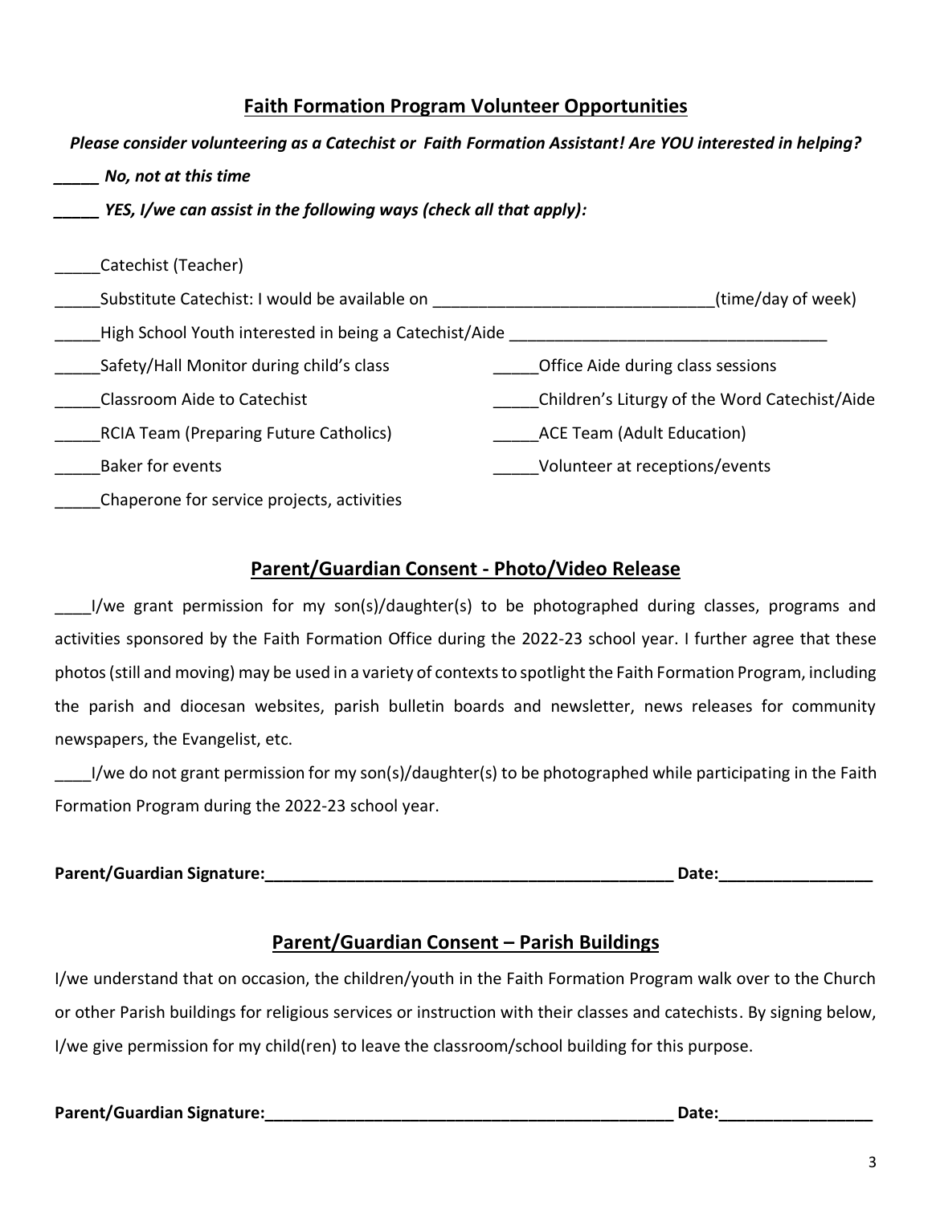## Faith Formation Program Volunteer Opportunities

***Please consider volunteering as a Catechist or Faith Formation Assistant! Are YOU interested in helping?***

***_____ No, not at this time***

***_____ YES, I/we can assist in the following ways (check all that apply):***

_____Catechist (Teacher)

_____Substitute Catechist: I would be available on ______________________________(time/day of week)

_____High School Youth interested in being a Catechist/Aide ___________________________________

_____Safety/Hall Monitor during child's class

_____Office Aide during class sessions

_____Classroom Aide to Catechist

_____Children's Liturgy of the Word Catechist/Aide

_____RCIA Team (Preparing Future Catholics)

_____ACE Team (Adult Education)

_____Baker for events

_____Volunteer at receptions/events

_____Chaperone for service projects, activities

## Parent/Guardian Consent - Photo/Video Release

____I/we grant permission for my son(s)/daughter(s) to be photographed during classes, programs and activities sponsored by the Faith Formation Office during the 2022-23 school year. I further agree that these photos (still and moving) may be used in a variety of contexts to spotlight the Faith Formation Program, including the parish and diocesan websites, parish bulletin boards and newsletter, news releases for community newspapers, the Evangelist, etc.

____I/we do not grant permission for my son(s)/daughter(s) to be photographed while participating in the Faith Formation Program during the 2022-23 school year.

**Parent/Guardian Signature:_______________________________________________ Date:_________________**

## Parent/Guardian Consent – Parish Buildings

I/we understand that on occasion, the children/youth in the Faith Formation Program walk over to the Church or other Parish buildings for religious services or instruction with their classes and catechists. By signing below, I/we give permission for my child(ren) to leave the classroom/school building for this purpose.

**Parent/Guardian Signature:_______________________________________________ Date:_________________**